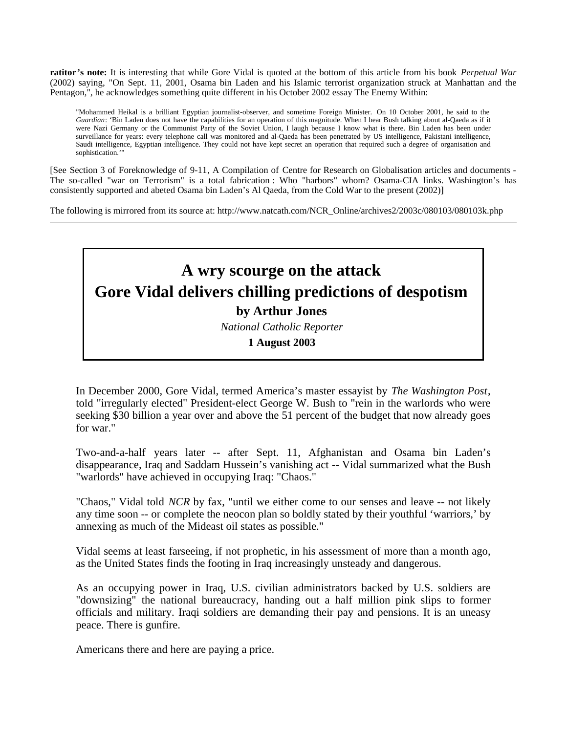**ratitor's note:** It is interesting that while Gore Vidal is quoted at the bottom of this article from his book *Perpetual War* (2002) saying, "On Sept. 11, 2001, Osama bin Laden and his Islamic terrorist organization struck at Manhattan and the Pentagon,", he acknowledges something quite different in his October 2002 essay The Enemy Within:

> "Mohammed Heikal is a brilliant Egyptian journalist-observer, and sometime Foreign Minister. On 10 October 2001, he said to the *Guardian*: 'Bin Laden does not have the capabilities for an operation of this magnitude. When I hear Bush talking about al-Qaeda as if it were Nazi Germany or the Communist Party of the Soviet Union, I laugh because I know what is there. Bin Laden has been under surveillance for years: every telephone call was monitored and al-Qaeda has been penetrated by US intelligence, Pakistani intelligence, Saudi intelligence, Egyptian intelligence. They could not have kept secret an operation that required such a degree of organisation and sophistication.'"

[See Section 3 of Foreknowledge of 9-11, A Compilation of Centre for Research on Globalisation articles and documents - The so-called "war on Terrorism" is a total fabrication : Who "harbors" whom? Osama-CIA links. Washington's has consistently supported and abeted Osama bin Laden's Al Qaeda, from the Cold War to the present (2002)]

The following is mirrored from its source at: http://www.natcath.com/NCR_Online/archives2/2003c/080103/080103k.php

---

# A wry scourge on the attack
# Gore Vidal delivers chilling predictions of despotism

**by Arthur Jones**

*National Catholic Reporter*

**1 August 2003**

In December 2000, Gore Vidal, termed America's master essayist by *The Washington Post*, told "irregularly elected" President-elect George W. Bush to "rein in the warlords who were seeking $30 billion a year over and above the 51 percent of the budget that now already goes for war."

Two-and-a-half years later -- after Sept. 11, Afghanistan and Osama bin Laden's disappearance, Iraq and Saddam Hussein's vanishing act -- Vidal summarized what the Bush "warlords" have achieved in occupying Iraq: "Chaos."

"Chaos," Vidal told *NCR* by fax, "until we either come to our senses and leave -- not likely any time soon -- or complete the neocon plan so boldly stated by their youthful 'warriors,' by annexing as much of the Mideast oil states as possible."

Vidal seems at least farseeing, if not prophetic, in his assessment of more than a month ago, as the United States finds the footing in Iraq increasingly unsteady and dangerous.

As an occupying power in Iraq, U.S. civilian administrators backed by U.S. soldiers are "downsizing" the national bureaucracy, handing out a half million pink slips to former officials and military. Iraqi soldiers are demanding their pay and pensions. It is an uneasy peace. There is gunfire.

Americans there and here are paying a price.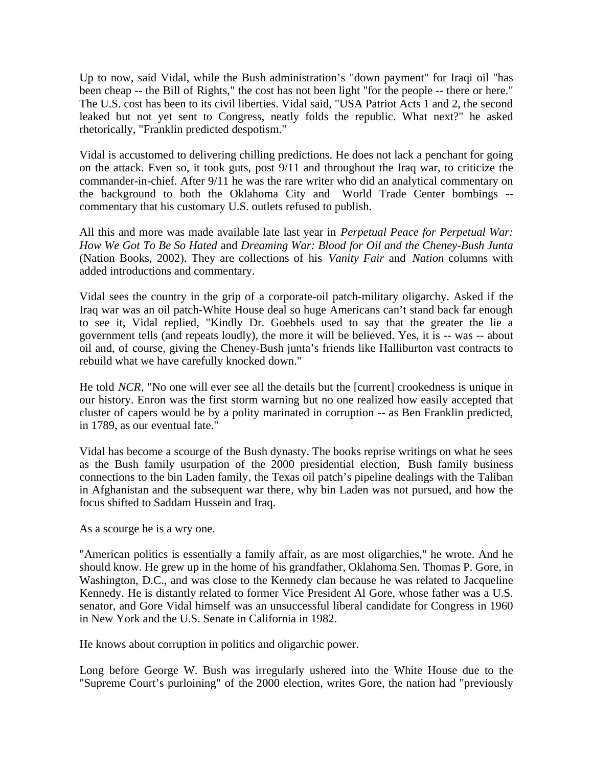Up to now, said Vidal, while the Bush administration's "down payment" for Iraqi oil "has been cheap -- the Bill of Rights," the cost has not been light "for the people -- there or here." The U.S. cost has been to its civil liberties. Vidal said, "USA Patriot Acts 1 and 2, the second leaked but not yet sent to Congress, neatly folds the republic. What next?" he asked rhetorically, "Franklin predicted despotism."

Vidal is accustomed to delivering chilling predictions. He does not lack a penchant for going on the attack. Even so, it took guts, post 9/11 and throughout the Iraq war, to criticize the commander-in-chief. After 9/11 he was the rare writer who did an analytical commentary on the background to both the Oklahoma City and World Trade Center bombings -- commentary that his customary U.S. outlets refused to publish.

All this and more was made available late last year in *Perpetual Peace for Perpetual War: How We Got To Be So Hated* and *Dreaming War: Blood for Oil and the Cheney-Bush Junta* (Nation Books, 2002). They are collections of his *Vanity Fair* and *Nation* columns with added introductions and commentary.

Vidal sees the country in the grip of a corporate-oil patch-military oligarchy. Asked if the Iraq war was an oil patch-White House deal so huge Americans can't stand back far enough to see it, Vidal replied, "Kindly Dr. Goebbels used to say that the greater the lie a government tells (and repeats loudly), the more it will be believed. Yes, it is -- was -- about oil and, of course, giving the Cheney-Bush junta's friends like Halliburton vast contracts to rebuild what we have carefully knocked down."

He told *NCR*, "No one will ever see all the details but the [current] crookedness is unique in our history. Enron was the first storm warning but no one realized how easily accepted that cluster of capers would be by a polity marinated in corruption -- as Ben Franklin predicted, in 1789, as our eventual fate."

Vidal has become a scourge of the Bush dynasty. The books reprise writings on what he sees as the Bush family usurpation of the 2000 presidential election, Bush family business connections to the bin Laden family, the Texas oil patch's pipeline dealings with the Taliban in Afghanistan and the subsequent war there, why bin Laden was not pursued, and how the focus shifted to Saddam Hussein and Iraq.

As a scourge he is a wry one.

"American politics is essentially a family affair, as are most oligarchies," he wrote. And he should know. He grew up in the home of his grandfather, Oklahoma Sen. Thomas P. Gore, in Washington, D.C., and was close to the Kennedy clan because he was related to Jacqueline Kennedy. He is distantly related to former Vice President Al Gore, whose father was a U.S. senator, and Gore Vidal himself was an unsuccessful liberal candidate for Congress in 1960 in New York and the U.S. Senate in California in 1982.

He knows about corruption in politics and oligarchic power.

Long before George W. Bush was irregularly ushered into the White House due to the "Supreme Court's purloining" of the 2000 election, writes Gore, the nation had "previously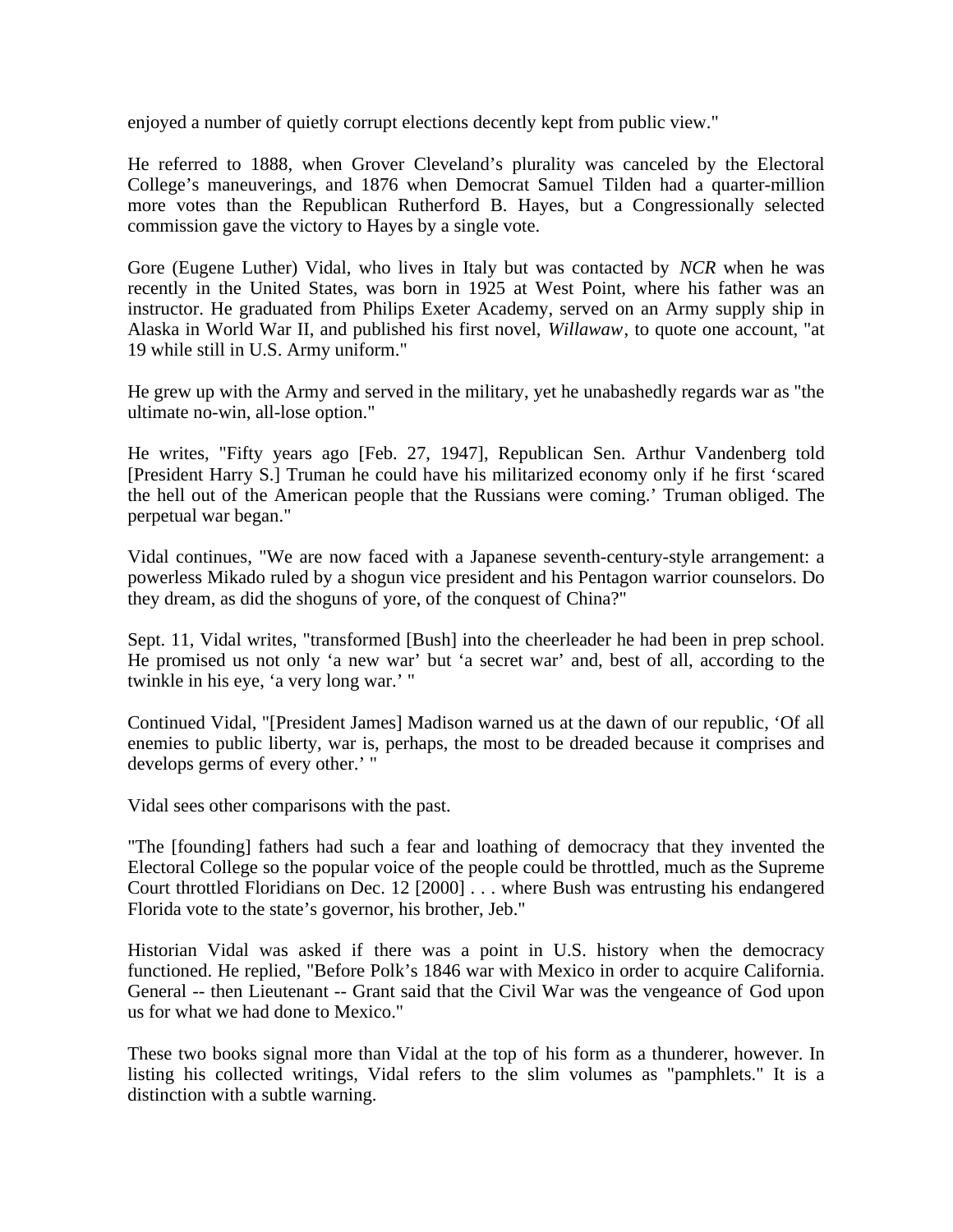enjoyed a number of quietly corrupt elections decently kept from public view."

He referred to 1888, when Grover Cleveland's plurality was canceled by the Electoral College's maneuverings, and 1876 when Democrat Samuel Tilden had a quarter-million more votes than the Republican Rutherford B. Hayes, but a Congressionally selected commission gave the victory to Hayes by a single vote.

Gore (Eugene Luther) Vidal, who lives in Italy but was contacted by *NCR* when he was recently in the United States, was born in 1925 at West Point, where his father was an instructor. He graduated from Philips Exeter Academy, served on an Army supply ship in Alaska in World War II, and published his first novel, *Willawaw*, to quote one account, "at 19 while still in U.S. Army uniform."

He grew up with the Army and served in the military, yet he unabashedly regards war as "the ultimate no-win, all-lose option."

He writes, "Fifty years ago [Feb. 27, 1947], Republican Sen. Arthur Vandenberg told [President Harry S.] Truman he could have his militarized economy only if he first 'scared the hell out of the American people that the Russians were coming.' Truman obliged. The perpetual war began."

Vidal continues, "We are now faced with a Japanese seventh-century-style arrangement: a powerless Mikado ruled by a shogun vice president and his Pentagon warrior counselors. Do they dream, as did the shoguns of yore, of the conquest of China?"

Sept. 11, Vidal writes, "transformed [Bush] into the cheerleader he had been in prep school. He promised us not only 'a new war' but 'a secret war' and, best of all, according to the twinkle in his eye, 'a very long war.' "

Continued Vidal, "[President James] Madison warned us at the dawn of our republic, 'Of all enemies to public liberty, war is, perhaps, the most to be dreaded because it comprises and develops germs of every other.' "

Vidal sees other comparisons with the past.

"The [founding] fathers had such a fear and loathing of democracy that they invented the Electoral College so the popular voice of the people could be throttled, much as the Supreme Court throttled Floridians on Dec. 12 [2000] . . . where Bush was entrusting his endangered Florida vote to the state's governor, his brother, Jeb."

Historian Vidal was asked if there was a point in U.S. history when the democracy functioned. He replied, "Before Polk's 1846 war with Mexico in order to acquire California. General -- then Lieutenant -- Grant said that the Civil War was the vengeance of God upon us for what we had done to Mexico."

These two books signal more than Vidal at the top of his form as a thunderer, however. In listing his collected writings, Vidal refers to the slim volumes as "pamphlets." It is a distinction with a subtle warning.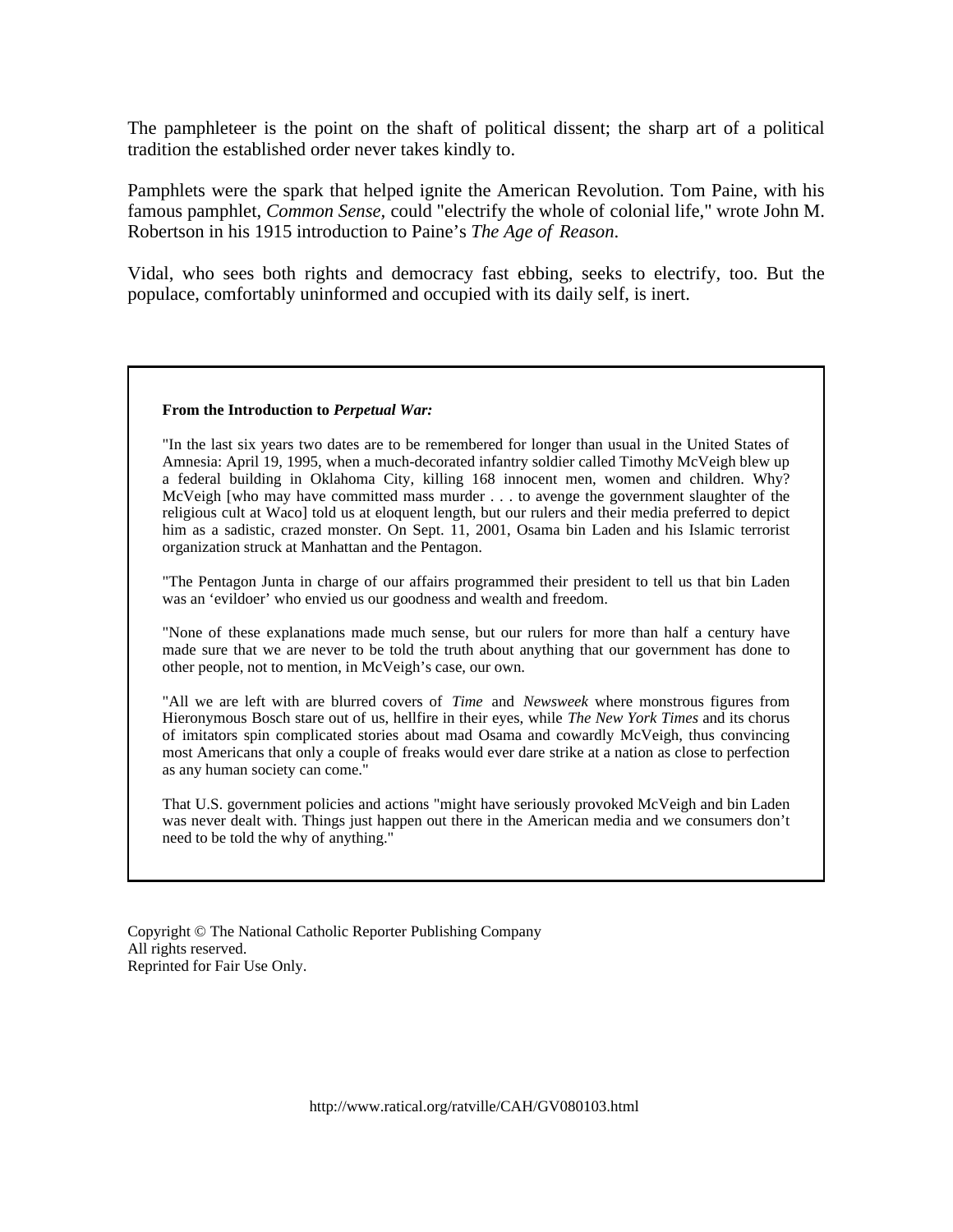The pamphleteer is the point on the shaft of political dissent; the sharp art of a political tradition the established order never takes kindly to.

Pamphlets were the spark that helped ignite the American Revolution. Tom Paine, with his famous pamphlet, *Common Sense*, could "electrify the whole of colonial life," wrote John M. Robertson in his 1915 introduction to Paine's *The Age of Reason*.

Vidal, who sees both rights and democracy fast ebbing, seeks to electrify, too. But the populace, comfortably uninformed and occupied with its daily self, is inert.

**From the Introduction to *Perpetual War:***

"In the last six years two dates are to be remembered for longer than usual in the United States of Amnesia: April 19, 1995, when a much-decorated infantry soldier called Timothy McVeigh blew up a federal building in Oklahoma City, killing 168 innocent men, women and children. Why? McVeigh [who may have committed mass murder . . . to avenge the government slaughter of the religious cult at Waco] told us at eloquent length, but our rulers and their media preferred to depict him as a sadistic, crazed monster. On Sept. 11, 2001, Osama bin Laden and his Islamic terrorist organization struck at Manhattan and the Pentagon.

"The Pentagon Junta in charge of our affairs programmed their president to tell us that bin Laden was an 'evildoer' who envied us our goodness and wealth and freedom.

"None of these explanations made much sense, but our rulers for more than half a century have made sure that we are never to be told the truth about anything that our government has done to other people, not to mention, in McVeigh's case, our own.

"All we are left with are blurred covers of *Time* and *Newsweek* where monstrous figures from Hieronymous Bosch stare out of us, hellfire in their eyes, while *The New York Times* and its chorus of imitators spin complicated stories about mad Osama and cowardly McVeigh, thus convincing most Americans that only a couple of freaks would ever dare strike at a nation as close to perfection as any human society can come."

That U.S. government policies and actions "might have seriously provoked McVeigh and bin Laden was never dealt with. Things just happen out there in the American media and we consumers don't need to be told the why of anything."

Copyright © The National Catholic Reporter Publishing Company
All rights reserved.
Reprinted for Fair Use Only.

http://www.ratical.org/ratville/CAH/GV080103.html